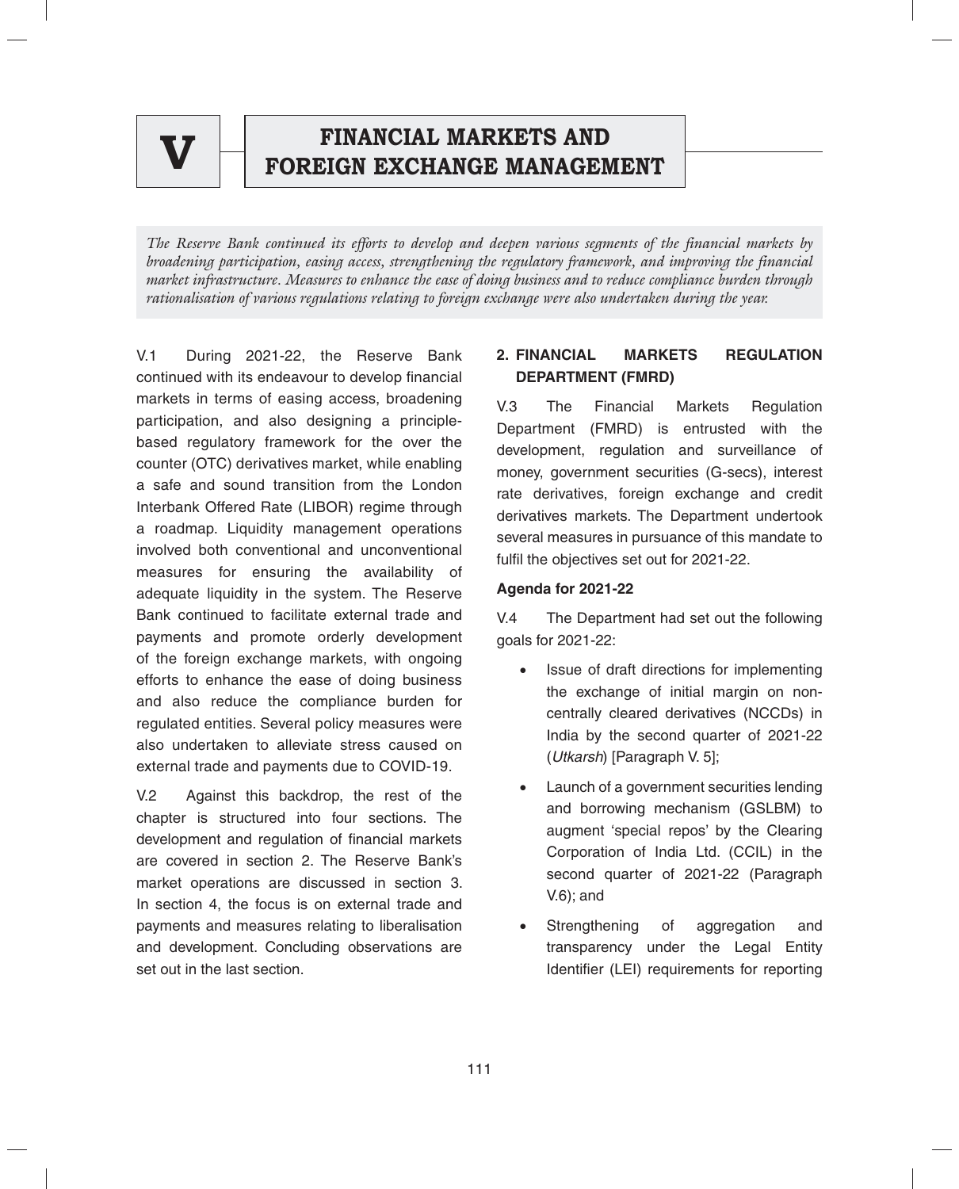# V FINANCIAL MARKETS AND FOREIGN EXCHANGE MANAGEMENT

*The Reserve Bank continued its efforts to develop and deepen various segments of the financial markets by broadening participation, easing access, strengthening the regulatory framework, and improving the financial market infrastructure. Measures to enhance the ease of doing business and to reduce compliance burden through rationalisation of various regulations relating to foreign exchange were also undertaken during the year.*

V.1 During 2021-22, the Reserve Bank continued with its endeavour to develop financial markets in terms of easing access, broadening participation, and also designing a principle-based regulatory framework for the over the counter (OTC) derivatives market, while enabling a safe and sound transition from the London Interbank Offered Rate (LIBOR) regime through a roadmap. Liquidity management operations involved both conventional and unconventional measures for ensuring the availability of adequate liquidity in the system. The Reserve Bank continued to facilitate external trade and payments and promote orderly development of the foreign exchange markets, with ongoing efforts to enhance the ease of doing business and also reduce the compliance burden for regulated entities. Several policy measures were also undertaken to alleviate stress caused on external trade and payments due to COVID-19.

V.2 Against this backdrop, the rest of the chapter is structured into four sections. The development and regulation of financial markets are covered in section 2. The Reserve Bank's market operations are discussed in section 3. In section 4, the focus is on external trade and payments and measures relating to liberalisation and development. Concluding observations are set out in the last section.

## 2. FINANCIAL MARKETS REGULATION DEPARTMENT (FMRD)

V.3 The Financial Markets Regulation Department (FMRD) is entrusted with the development, regulation and surveillance of money, government securities (G-secs), interest rate derivatives, foreign exchange and credit derivatives markets. The Department undertook several measures in pursuance of this mandate to fulfil the objectives set out for 2021-22.

### Agenda for 2021-22

V.4 The Department had set out the following goals for 2021-22:

- Issue of draft directions for implementing the exchange of initial margin on non-centrally cleared derivatives (NCCDs) in India by the second quarter of 2021-22 (*Utkarsh*) [Paragraph V. 5];
- Launch of a government securities lending and borrowing mechanism (GSLBM) to augment 'special repos' by the Clearing Corporation of India Ltd. (CCIL) in the second quarter of 2021-22 (Paragraph V.6); and
- Strengthening of aggregation and transparency under the Legal Entity Identifier (LEI) requirements for reporting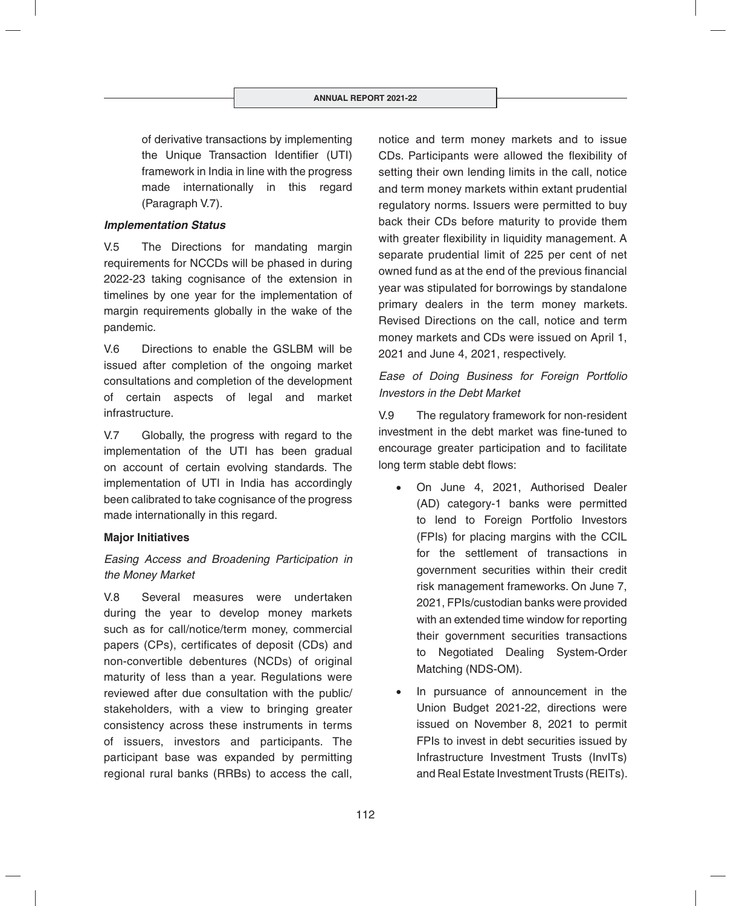of derivative transactions by implementing the Unique Transaction Identifier (UTI) framework in India in line with the progress made internationally in this regard (Paragraph V.7).

***Implementation Status***

V.5 The Directions for mandating margin requirements for NCCDs will be phased in during 2022-23 taking cognisance of the extension in timelines by one year for the implementation of margin requirements globally in the wake of the pandemic.

V.6 Directions to enable the GSLBM will be issued after completion of the ongoing market consultations and completion of the development of certain aspects of legal and market infrastructure.

V.7 Globally, the progress with regard to the implementation of the UTI has been gradual on account of certain evolving standards. The implementation of UTI in India has accordingly been calibrated to take cognisance of the progress made internationally in this regard.

**Major Initiatives**

*Easing Access and Broadening Participation in the Money Market*

V.8 Several measures were undertaken during the year to develop money markets such as for call/notice/term money, commercial papers (CPs), certificates of deposit (CDs) and non-convertible debentures (NCDs) of original maturity of less than a year. Regulations were reviewed after due consultation with the public/ stakeholders, with a view to bringing greater consistency across these instruments in terms of issuers, investors and participants. The participant base was expanded by permitting regional rural banks (RRBs) to access the call, notice and term money markets and to issue CDs. Participants were allowed the flexibility of setting their own lending limits in the call, notice and term money markets within extant prudential regulatory norms. Issuers were permitted to buy back their CDs before maturity to provide them with greater flexibility in liquidity management. A separate prudential limit of 225 per cent of net owned fund as at the end of the previous financial year was stipulated for borrowings by standalone primary dealers in the term money markets. Revised Directions on the call, notice and term money markets and CDs were issued on April 1, 2021 and June 4, 2021, respectively.

*Ease of Doing Business for Foreign Portfolio Investors in the Debt Market*

V.9 The regulatory framework for non-resident investment in the debt market was fine-tuned to encourage greater participation and to facilitate long term stable debt flows:

- On June 4, 2021, Authorised Dealer (AD) category-1 banks were permitted to lend to Foreign Portfolio Investors (FPIs) for placing margins with the CCIL for the settlement of transactions in government securities within their credit risk management frameworks. On June 7, 2021, FPIs/custodian banks were provided with an extended time window for reporting their government securities transactions to Negotiated Dealing System-Order Matching (NDS-OM).
- In pursuance of announcement in the Union Budget 2021-22, directions were issued on November 8, 2021 to permit FPIs to invest in debt securities issued by Infrastructure Investment Trusts (InvITs) and Real Estate Investment Trusts (REITs).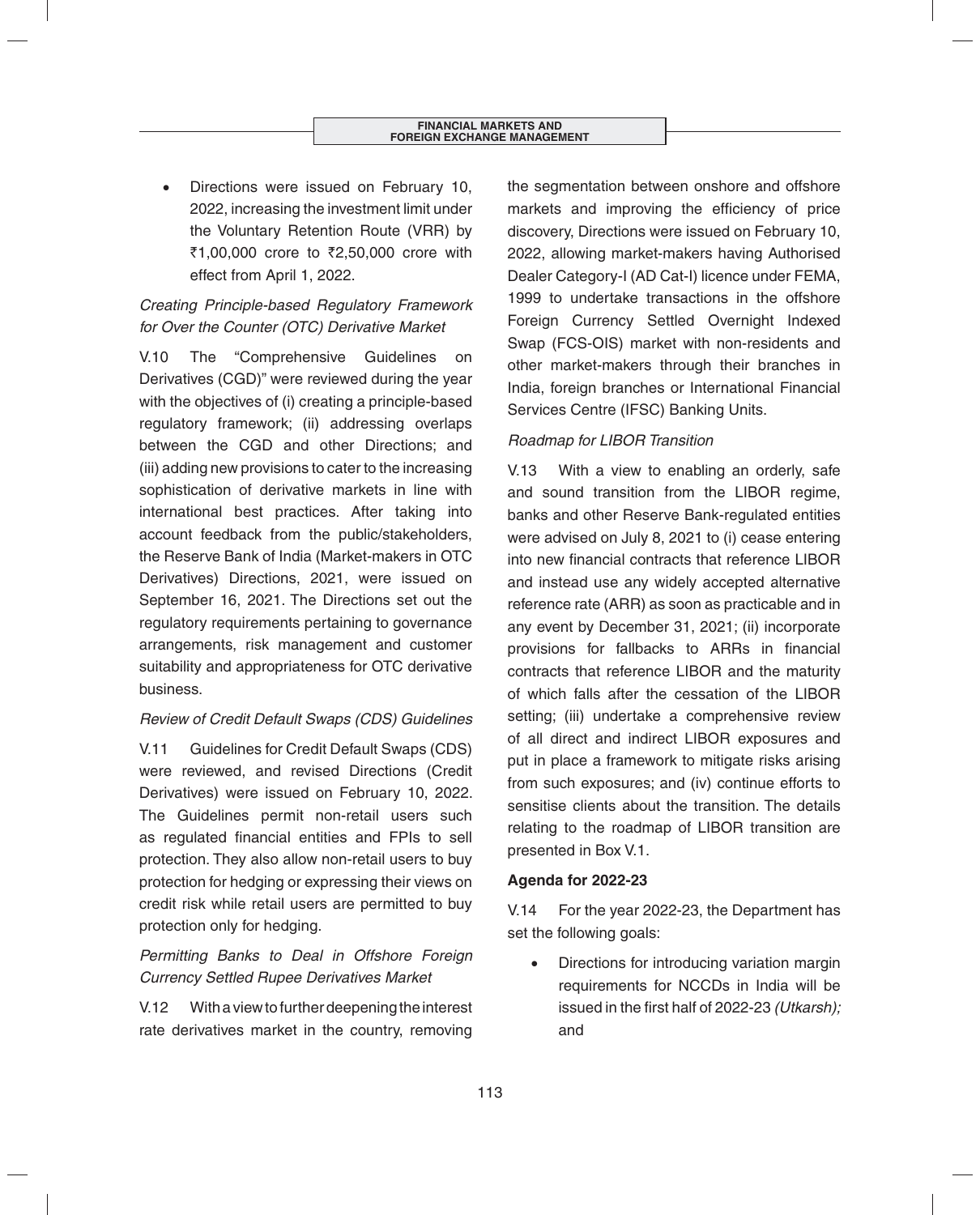- Directions were issued on February 10, 2022, increasing the investment limit under the Voluntary Retention Route (VRR) by ₹1,00,000 crore to ₹2,50,000 crore with effect from April 1, 2022.

*Creating Principle-based Regulatory Framework for Over the Counter (OTC) Derivative Market*

V.10 The "Comprehensive Guidelines on Derivatives (CGD)" were reviewed during the year with the objectives of (i) creating a principle-based regulatory framework; (ii) addressing overlaps between the CGD and other Directions; and (iii) adding new provisions to cater to the increasing sophistication of derivative markets in line with international best practices. After taking into account feedback from the public/stakeholders, the Reserve Bank of India (Market-makers in OTC Derivatives) Directions, 2021, were issued on September 16, 2021. The Directions set out the regulatory requirements pertaining to governance arrangements, risk management and customer suitability and appropriateness for OTC derivative business.

*Review of Credit Default Swaps (CDS) Guidelines*

V.11 Guidelines for Credit Default Swaps (CDS) were reviewed, and revised Directions (Credit Derivatives) were issued on February 10, 2022. The Guidelines permit non-retail users such as regulated financial entities and FPIs to sell protection. They also allow non-retail users to buy protection for hedging or expressing their views on credit risk while retail users are permitted to buy protection only for hedging.

*Permitting Banks to Deal in Offshore Foreign Currency Settled Rupee Derivatives Market*

V.12 With a view to further deepening the interest rate derivatives market in the country, removing the segmentation between onshore and offshore markets and improving the efficiency of price discovery, Directions were issued on February 10, 2022, allowing market-makers having Authorised Dealer Category-I (AD Cat-I) licence under FEMA, 1999 to undertake transactions in the offshore Foreign Currency Settled Overnight Indexed Swap (FCS-OIS) market with non-residents and other market-makers through their branches in India, foreign branches or International Financial Services Centre (IFSC) Banking Units.

*Roadmap for LIBOR Transition*

V.13 With a view to enabling an orderly, safe and sound transition from the LIBOR regime, banks and other Reserve Bank-regulated entities were advised on July 8, 2021 to (i) cease entering into new financial contracts that reference LIBOR and instead use any widely accepted alternative reference rate (ARR) as soon as practicable and in any event by December 31, 2021; (ii) incorporate provisions for fallbacks to ARRs in financial contracts that reference LIBOR and the maturity of which falls after the cessation of the LIBOR setting; (iii) undertake a comprehensive review of all direct and indirect LIBOR exposures and put in place a framework to mitigate risks arising from such exposures; and (iv) continue efforts to sensitise clients about the transition. The details relating to the roadmap of LIBOR transition are presented in Box V.1.

**Agenda for 2022-23**

V.14 For the year 2022-23, the Department has set the following goals:

- Directions for introducing variation margin requirements for NCCDs in India will be issued in the first half of 2022-23 *(Utkarsh);* and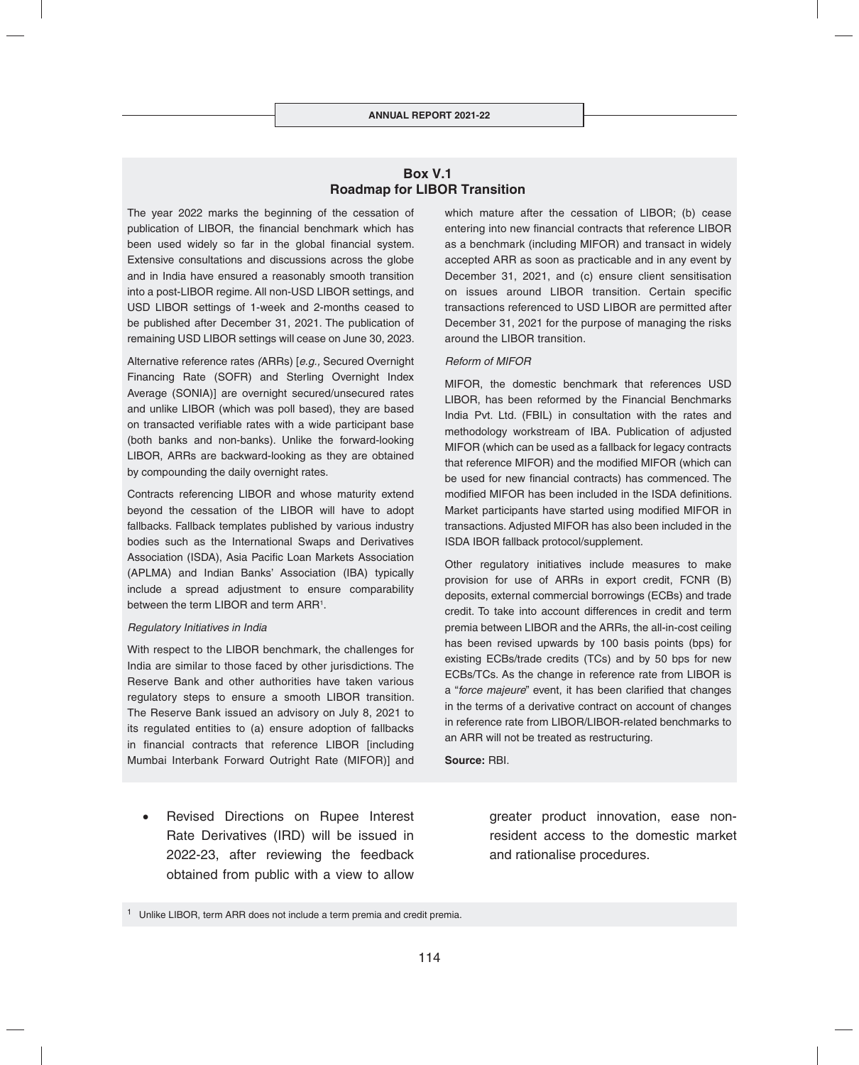## Box V.1
## Roadmap for LIBOR Transition

The year 2022 marks the beginning of the cessation of publication of LIBOR, the financial benchmark which has been used widely so far in the global financial system. Extensive consultations and discussions across the globe and in India have ensured a reasonably smooth transition into a post-LIBOR regime. All non-USD LIBOR settings, and USD LIBOR settings of 1-week and 2-months ceased to be published after December 31, 2021. The publication of remaining USD LIBOR settings will cease on June 30, 2023.

Alternative reference rates *(*ARRs) [*e.g.,* Secured Overnight Financing Rate (SOFR) and Sterling Overnight Index Average (SONIA)] are overnight secured/unsecured rates and unlike LIBOR (which was poll based), they are based on transacted verifiable rates with a wide participant base (both banks and non-banks). Unlike the forward-looking LIBOR, ARRs are backward-looking as they are obtained by compounding the daily overnight rates.

Contracts referencing LIBOR and whose maturity extend beyond the cessation of the LIBOR will have to adopt fallbacks. Fallback templates published by various industry bodies such as the International Swaps and Derivatives Association (ISDA), Asia Pacific Loan Markets Association (APLMA) and Indian Banks' Association (IBA) typically include a spread adjustment to ensure comparability between the term LIBOR and term ARR[1].

*Regulatory Initiatives in India*

With respect to the LIBOR benchmark, the challenges for India are similar to those faced by other jurisdictions. The Reserve Bank and other authorities have taken various regulatory steps to ensure a smooth LIBOR transition. The Reserve Bank issued an advisory on July 8, 2021 to its regulated entities to (a) ensure adoption of fallbacks in financial contracts that reference LIBOR [including Mumbai Interbank Forward Outright Rate (MIFOR)] and which mature after the cessation of LIBOR; (b) cease entering into new financial contracts that reference LIBOR as a benchmark (including MIFOR) and transact in widely accepted ARR as soon as practicable and in any event by December 31, 2021, and (c) ensure client sensitisation on issues around LIBOR transition. Certain specific transactions referenced to USD LIBOR are permitted after December 31, 2021 for the purpose of managing the risks around the LIBOR transition.

*Reform of MIFOR*

MIFOR, the domestic benchmark that references USD LIBOR, has been reformed by the Financial Benchmarks India Pvt. Ltd. (FBIL) in consultation with the rates and methodology workstream of IBA. Publication of adjusted MIFOR (which can be used as a fallback for legacy contracts that reference MIFOR) and the modified MIFOR (which can be used for new financial contracts) has commenced. The modified MIFOR has been included in the ISDA definitions. Market participants have started using modified MIFOR in transactions. Adjusted MIFOR has also been included in the ISDA IBOR fallback protocol/supplement.

Other regulatory initiatives include measures to make provision for use of ARRs in export credit, FCNR (B) deposits, external commercial borrowings (ECBs) and trade credit. To take into account differences in credit and term premia between LIBOR and the ARRs, the all-in-cost ceiling has been revised upwards by 100 basis points (bps) for existing ECBs/trade credits (TCs) and by 50 bps for new ECBs/TCs. As the change in reference rate from LIBOR is a "*force majeure*" event, it has been clarified that changes in the terms of a derivative contract on account of changes in reference rate from LIBOR/LIBOR-related benchmarks to an ARR will not be treated as restructuring.

**Source:** RBI.

- Revised Directions on Rupee Interest Rate Derivatives (IRD) will be issued in 2022-23, after reviewing the feedback obtained from public with a view to allow greater product innovation, ease non-resident access to the domestic market and rationalise procedures.

[1] Unlike LIBOR, term ARR does not include a term premia and credit premia.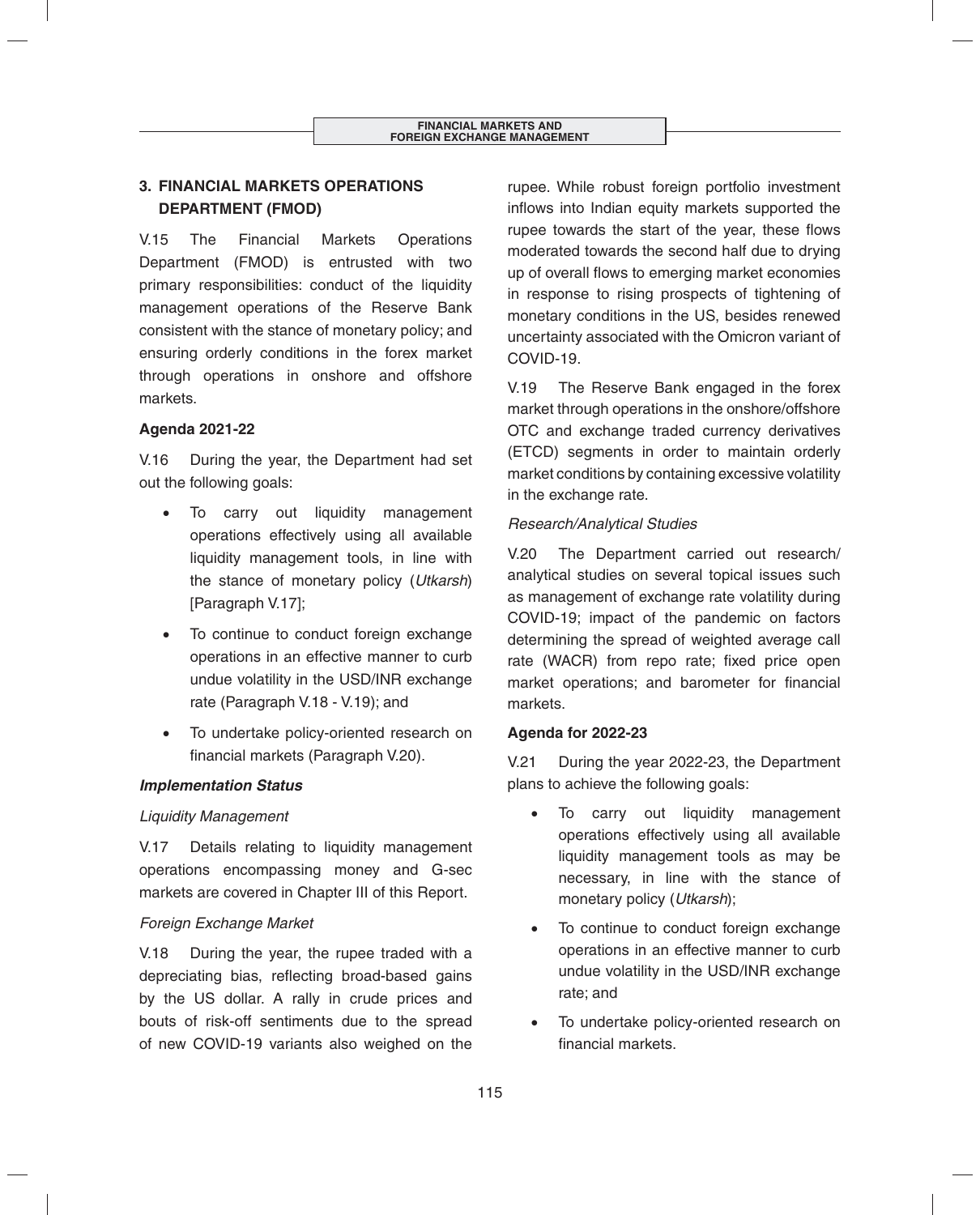## 3. FINANCIAL MARKETS OPERATIONS DEPARTMENT (FMOD)

V.15 The Financial Markets Operations Department (FMOD) is entrusted with two primary responsibilities: conduct of the liquidity management operations of the Reserve Bank consistent with the stance of monetary policy; and ensuring orderly conditions in the forex market through operations in onshore and offshore markets.

**Agenda 2021-22**

V.16 During the year, the Department had set out the following goals:

- To carry out liquidity management operations effectively using all available liquidity management tools, in line with the stance of monetary policy (*Utkarsh*) [Paragraph V.17];
- To continue to conduct foreign exchange operations in an effective manner to curb undue volatility in the USD/INR exchange rate (Paragraph V.18 - V.19); and
- To undertake policy-oriented research on financial markets (Paragraph V.20).

***Implementation Status***

*Liquidity Management*

V.17 Details relating to liquidity management operations encompassing money and G-sec markets are covered in Chapter III of this Report.

*Foreign Exchange Market*

V.18 During the year, the rupee traded with a depreciating bias, reflecting broad-based gains by the US dollar. A rally in crude prices and bouts of risk-off sentiments due to the spread of new COVID-19 variants also weighed on the rupee. While robust foreign portfolio investment inflows into Indian equity markets supported the rupee towards the start of the year, these flows moderated towards the second half due to drying up of overall flows to emerging market economies in response to rising prospects of tightening of monetary conditions in the US, besides renewed uncertainty associated with the Omicron variant of COVID-19.

V.19 The Reserve Bank engaged in the forex market through operations in the onshore/offshore OTC and exchange traded currency derivatives (ETCD) segments in order to maintain orderly market conditions by containing excessive volatility in the exchange rate.

*Research/Analytical Studies*

V.20 The Department carried out research/ analytical studies on several topical issues such as management of exchange rate volatility during COVID-19; impact of the pandemic on factors determining the spread of weighted average call rate (WACR) from repo rate; fixed price open market operations; and barometer for financial markets.

**Agenda for 2022-23**

V.21 During the year 2022-23, the Department plans to achieve the following goals:

- To carry out liquidity management operations effectively using all available liquidity management tools as may be necessary, in line with the stance of monetary policy (*Utkarsh*);
- To continue to conduct foreign exchange operations in an effective manner to curb undue volatility in the USD/INR exchange rate; and
- To undertake policy-oriented research on financial markets.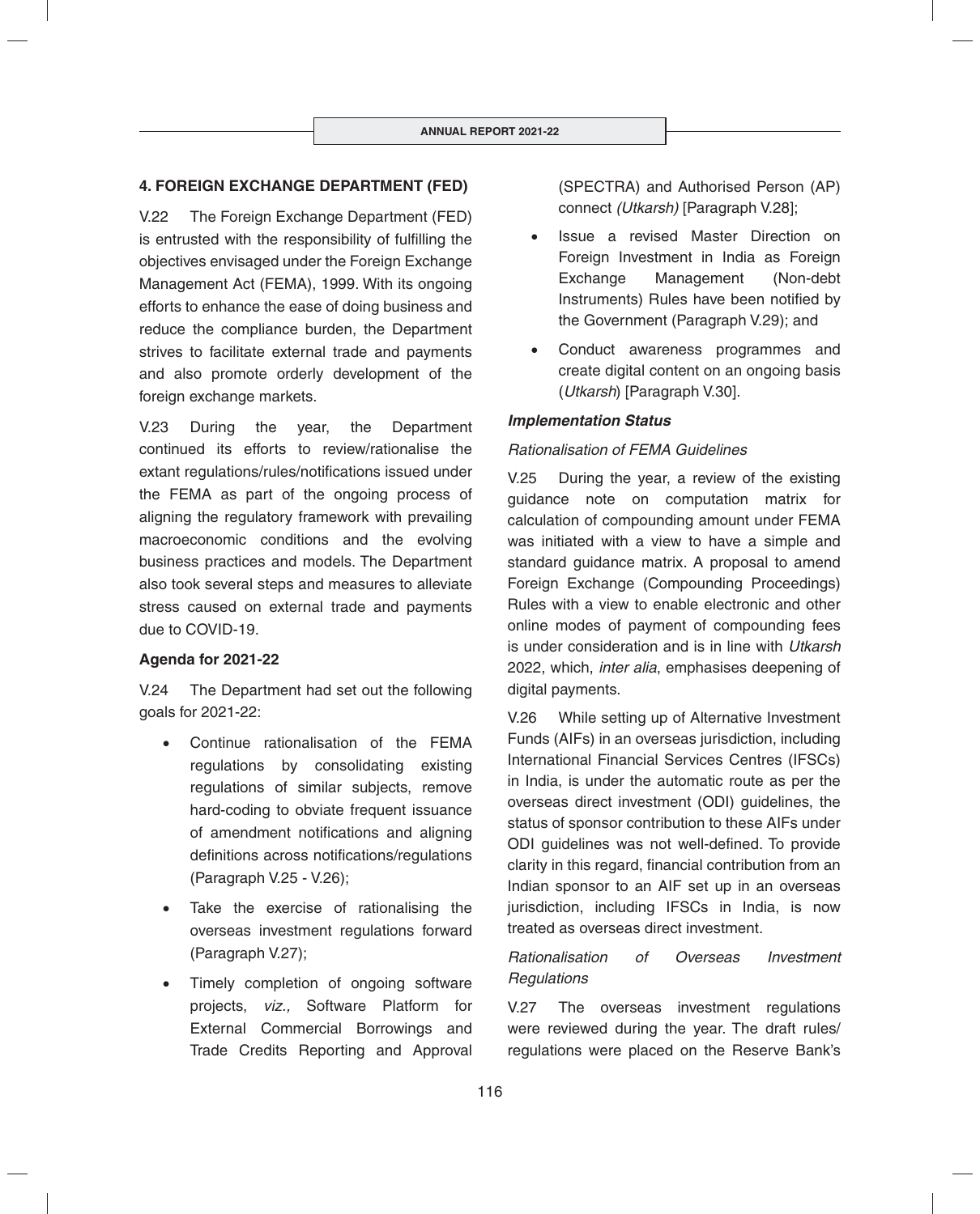## 4. FOREIGN EXCHANGE DEPARTMENT (FED)

V.22 The Foreign Exchange Department (FED) is entrusted with the responsibility of fulfilling the objectives envisaged under the Foreign Exchange Management Act (FEMA), 1999. With its ongoing efforts to enhance the ease of doing business and reduce the compliance burden, the Department strives to facilitate external trade and payments and also promote orderly development of the foreign exchange markets.

V.23 During the year, the Department continued its efforts to review/rationalise the extant regulations/rules/notifications issued under the FEMA as part of the ongoing process of aligning the regulatory framework with prevailing macroeconomic conditions and the evolving business practices and models. The Department also took several steps and measures to alleviate stress caused on external trade and payments due to COVID-19.

### Agenda for 2021-22

V.24 The Department had set out the following goals for 2021-22:

- Continue rationalisation of the FEMA regulations by consolidating existing regulations of similar subjects, remove hard-coding to obviate frequent issuance of amendment notifications and aligning definitions across notifications/regulations (Paragraph V.25 - V.26);
- Take the exercise of rationalising the overseas investment regulations forward (Paragraph V.27);
- Timely completion of ongoing software projects, *viz.,* Software Platform for External Commercial Borrowings and Trade Credits Reporting and Approval (SPECTRA) and Authorised Person (AP) connect *(Utkarsh)* [Paragraph V.28];
- Issue a revised Master Direction on Foreign Investment in India as Foreign Exchange Management (Non-debt Instruments) Rules have been notified by the Government (Paragraph V.29); and
- Conduct awareness programmes and create digital content on an ongoing basis (*Utkarsh*) [Paragraph V.30].

### *Implementation Status*

*Rationalisation of FEMA Guidelines*

V.25 During the year, a review of the existing guidance note on computation matrix for calculation of compounding amount under FEMA was initiated with a view to have a simple and standard guidance matrix. A proposal to amend Foreign Exchange (Compounding Proceedings) Rules with a view to enable electronic and other online modes of payment of compounding fees is under consideration and is in line with *Utkarsh* 2022, which, *inter alia*, emphasises deepening of digital payments.

V.26 While setting up of Alternative Investment Funds (AIFs) in an overseas jurisdiction, including International Financial Services Centres (IFSCs) in India, is under the automatic route as per the overseas direct investment (ODI) guidelines, the status of sponsor contribution to these AIFs under ODI guidelines was not well-defined. To provide clarity in this regard, financial contribution from an Indian sponsor to an AIF set up in an overseas jurisdiction, including IFSCs in India, is now treated as overseas direct investment.

*Rationalisation of Overseas Investment Regulations*

V.27 The overseas investment regulations were reviewed during the year. The draft rules/ regulations were placed on the Reserve Bank's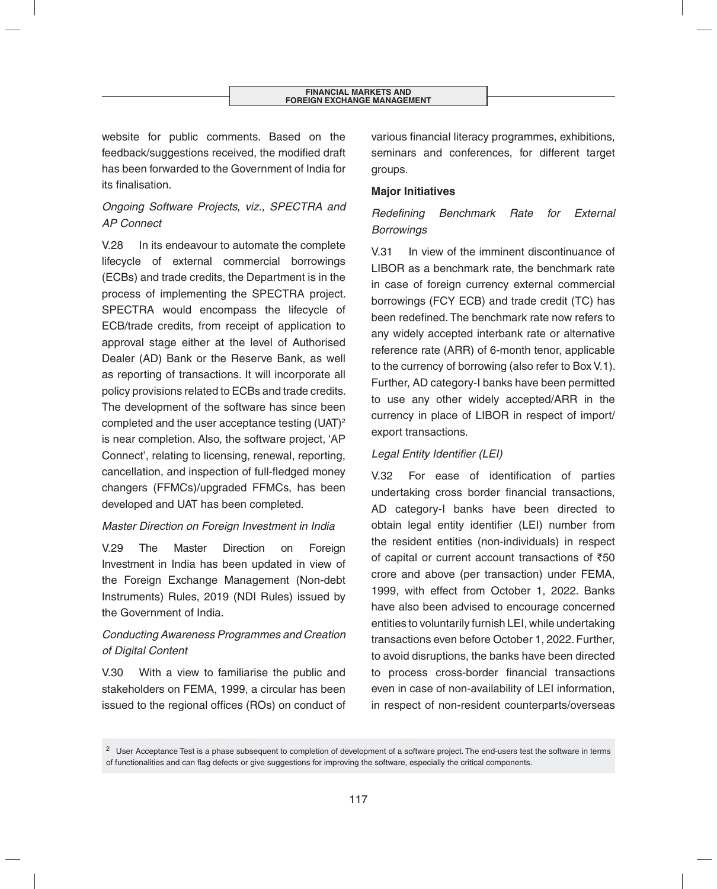website for public comments. Based on the feedback/suggestions received, the modified draft has been forwarded to the Government of India for its finalisation.

*Ongoing Software Projects, viz., SPECTRA and AP Connect*

V.28 In its endeavour to automate the complete lifecycle of external commercial borrowings (ECBs) and trade credits, the Department is in the process of implementing the SPECTRA project. SPECTRA would encompass the lifecycle of ECB/trade credits, from receipt of application to approval stage either at the level of Authorised Dealer (AD) Bank or the Reserve Bank, as well as reporting of transactions. It will incorporate all policy provisions related to ECBs and trade credits. The development of the software has since been completed and the user acceptance testing (UAT)[2] is near completion. Also, the software project, 'AP Connect', relating to licensing, renewal, reporting, cancellation, and inspection of full-fledged money changers (FFMCs)/upgraded FFMCs, has been developed and UAT has been completed.

*Master Direction on Foreign Investment in India*

V.29 The Master Direction on Foreign Investment in India has been updated in view of the Foreign Exchange Management (Non-debt Instruments) Rules, 2019 (NDI Rules) issued by the Government of India.

*Conducting Awareness Programmes and Creation of Digital Content*

V.30 With a view to familiarise the public and stakeholders on FEMA, 1999, a circular has been issued to the regional offices (ROs) on conduct of various financial literacy programmes, exhibitions, seminars and conferences, for different target groups.

**Major Initiatives**

*Redefining Benchmark Rate for External Borrowings*

V.31 In view of the imminent discontinuance of LIBOR as a benchmark rate, the benchmark rate in case of foreign currency external commercial borrowings (FCY ECB) and trade credit (TC) has been redefined. The benchmark rate now refers to any widely accepted interbank rate or alternative reference rate (ARR) of 6-month tenor, applicable to the currency of borrowing (also refer to Box V.1). Further, AD category-I banks have been permitted to use any other widely accepted/ARR in the currency in place of LIBOR in respect of import/export transactions.

*Legal Entity Identifier (LEI)*

V.32 For ease of identification of parties undertaking cross border financial transactions, AD category-I banks have been directed to obtain legal entity identifier (LEI) number from the resident entities (non-individuals) in respect of capital or current account transactions of ₹50 crore and above (per transaction) under FEMA, 1999, with effect from October 1, 2022. Banks have also been advised to encourage concerned entities to voluntarily furnish LEI, while undertaking transactions even before October 1, 2022. Further, to avoid disruptions, the banks have been directed to process cross-border financial transactions even in case of non-availability of LEI information, in respect of non-resident counterparts/overseas

[2] User Acceptance Test is a phase subsequent to completion of development of a software project. The end-users test the software in terms of functionalities and can flag defects or give suggestions for improving the software, especially the critical components.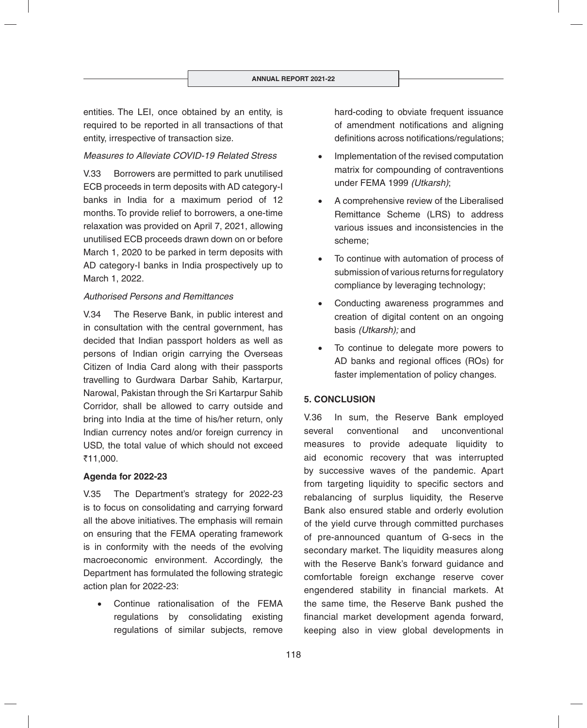entities. The LEI, once obtained by an entity, is required to be reported in all transactions of that entity, irrespective of transaction size.

*Measures to Alleviate COVID-19 Related Stress*

V.33 Borrowers are permitted to park unutilised ECB proceeds in term deposits with AD category-I banks in India for a maximum period of 12 months. To provide relief to borrowers, a one-time relaxation was provided on April 7, 2021, allowing unutilised ECB proceeds drawn down on or before March 1, 2020 to be parked in term deposits with AD category-I banks in India prospectively up to March 1, 2022.

*Authorised Persons and Remittances*

V.34 The Reserve Bank, in public interest and in consultation with the central government, has decided that Indian passport holders as well as persons of Indian origin carrying the Overseas Citizen of India Card along with their passports travelling to Gurdwara Darbar Sahib, Kartarpur, Narowal, Pakistan through the Sri Kartarpur Sahib Corridor, shall be allowed to carry outside and bring into India at the time of his/her return, only Indian currency notes and/or foreign currency in USD, the total value of which should not exceed ₹11,000.

**Agenda for 2022-23**

V.35 The Department's strategy for 2022-23 is to focus on consolidating and carrying forward all the above initiatives. The emphasis will remain on ensuring that the FEMA operating framework is in conformity with the needs of the evolving macroeconomic environment. Accordingly, the Department has formulated the following strategic action plan for 2022-23:

- Continue rationalisation of the FEMA regulations by consolidating existing regulations of similar subjects, remove hard-coding to obviate frequent issuance of amendment notifications and aligning definitions across notifications/regulations;
- Implementation of the revised computation matrix for compounding of contraventions under FEMA 1999 *(Utkarsh)*;
- A comprehensive review of the Liberalised Remittance Scheme (LRS) to address various issues and inconsistencies in the scheme;
- To continue with automation of process of submission of various returns for regulatory compliance by leveraging technology;
- Conducting awareness programmes and creation of digital content on an ongoing basis *(Utkarsh);* and
- To continue to delegate more powers to AD banks and regional offices (ROs) for faster implementation of policy changes.

## 5. CONCLUSION

V.36 In sum, the Reserve Bank employed several conventional and unconventional measures to provide adequate liquidity to aid economic recovery that was interrupted by successive waves of the pandemic. Apart from targeting liquidity to specific sectors and rebalancing of surplus liquidity, the Reserve Bank also ensured stable and orderly evolution of the yield curve through committed purchases of pre-announced quantum of G-secs in the secondary market. The liquidity measures along with the Reserve Bank's forward guidance and comfortable foreign exchange reserve cover engendered stability in financial markets. At the same time, the Reserve Bank pushed the financial market development agenda forward, keeping also in view global developments in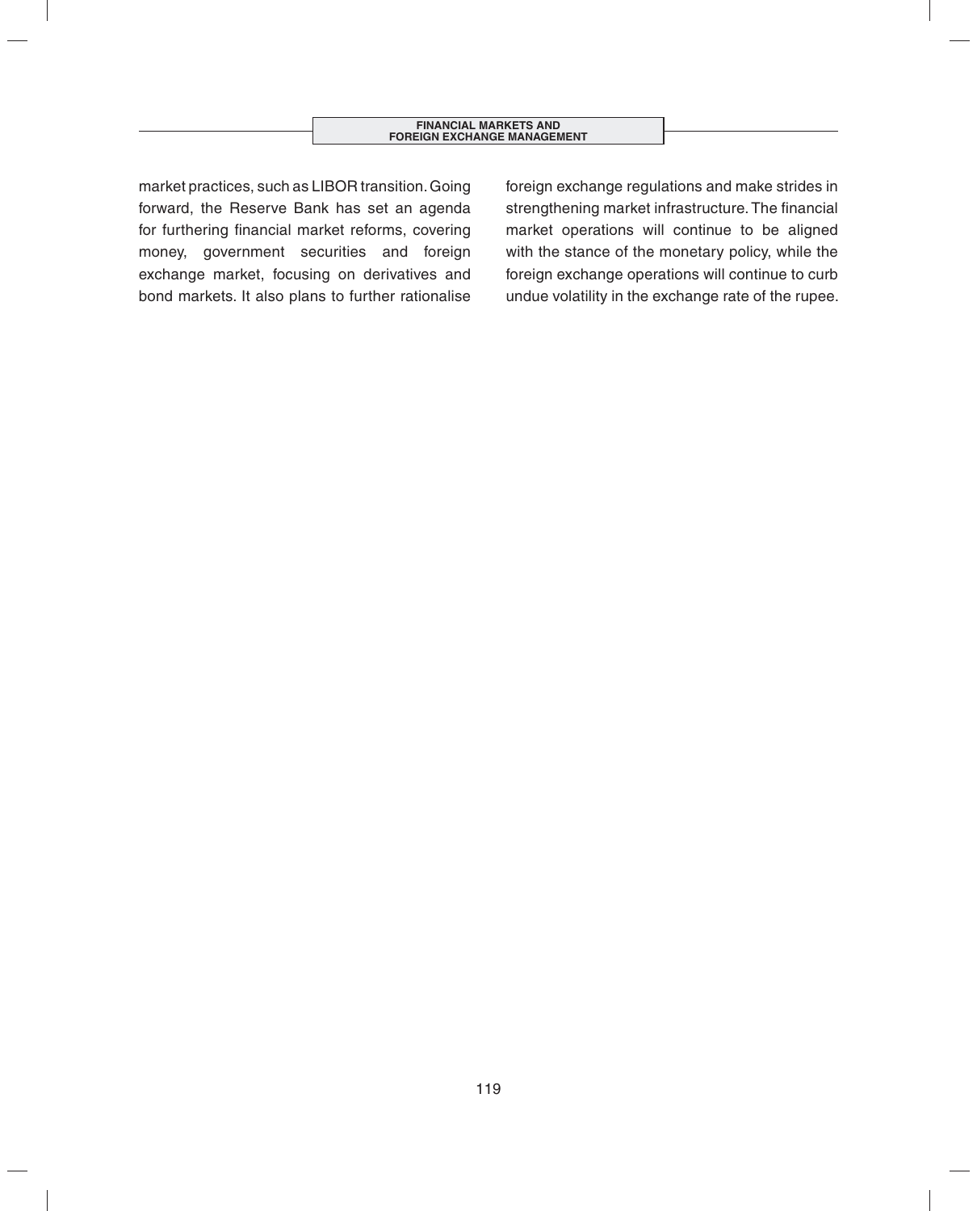market practices, such as LIBOR transition. Going forward, the Reserve Bank has set an agenda for furthering financial market reforms, covering money, government securities and foreign exchange market, focusing on derivatives and bond markets. It also plans to further rationalise foreign exchange regulations and make strides in strengthening market infrastructure. The financial market operations will continue to be aligned with the stance of the monetary policy, while the foreign exchange operations will continue to curb undue volatility in the exchange rate of the rupee.